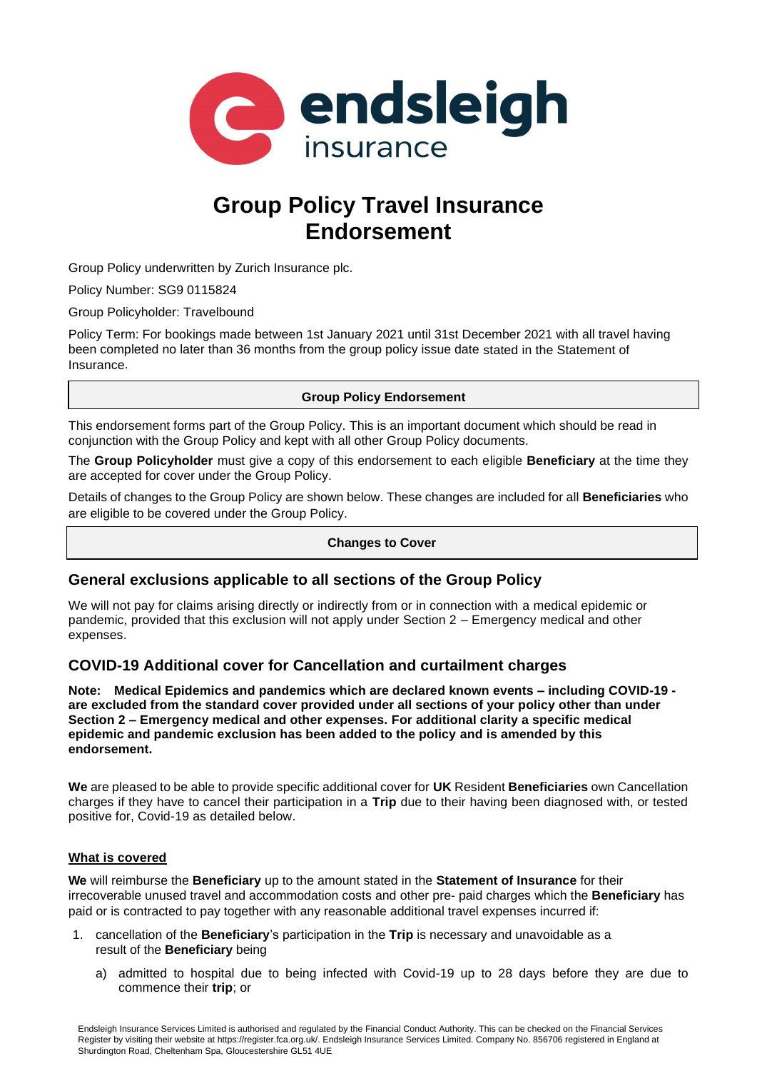# Group Policy Travel Insurance Endorsement

Group Policy underwritten by Zurich Insurance plc.

Policy Number: SG9 0115824

Group Policyholder: Travelbound

Policy Term: For bookings made between 1st January 2021 until 31st December 2021 with all travel having been completed no later than 36 months from the group policy issue date stated in the Statement of Insurance.

**Group Policy Endorsement**

This endorsement forms part of the Group Policy. This is an important document which should be read in conjunction with the Group Policy and kept with all other Group Policy documents.

The **Group Policyholder** must give a copy of this endorsement to each eligible **Beneficiary** at the time they are accepted for cover under the Group Policy.

Details of changes to the Group Policy are shown below. These changes are included for all **Beneficiaries** who are eligible to be covered under the Group Policy.

**Changes to Cover**

## General exclusions applicable to all sections of the Group Policy

We will not pay for claims arising directly or indirectly from or in connection with a medical epidemic or pandemic, provided that this exclusion will not apply under Section 2 – Emergency medical and other expenses.

## COVID-19 Additional cover for Cancellation and curtailment charges

**Note: Medical Epidemics and pandemics which are declared known events – including COVID-19 - are excluded from the standard cover provided under all sections of your policy other than under Section 2 – Emergency medical and other expenses. For additional clarity a specific medical epidemic and pandemic exclusion has been added to the policy and is amended by this endorsement.**

**We** are pleased to be able to provide specific additional cover for **UK** Resident **Beneficiaries** own Cancellation charges if they have to cancel their participation in a **Trip** due to their having been diagnosed with, or tested positive for, Covid-19 as detailed below.

**What is covered**

**We** will reimburse the **Beneficiary** up to the amount stated in the **Statement of Insurance** for their irrecoverable unused travel and accommodation costs and other pre- paid charges which the **Beneficiary** has paid or is contracted to pay together with any reasonable additional travel expenses incurred if:

1. cancellation of the **Beneficiary**'s participation in the **Trip** is necessary and unavoidable as a result of the **Beneficiary** being
   a) admitted to hospital due to being infected with Covid-19 up to 28 days before they are due to commence their **trip**; or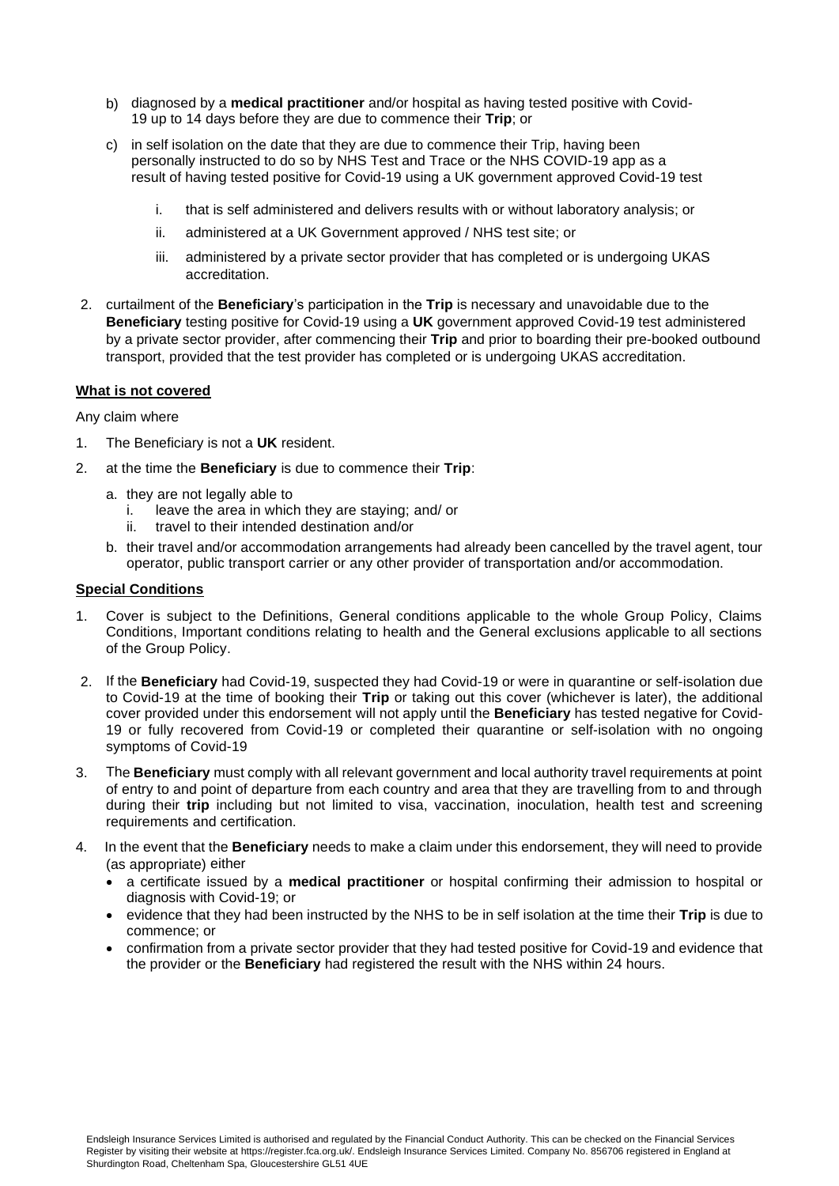b) diagnosed by a **medical practitioner** and/or hospital as having tested positive with Covid-19 up to 14 days before they are due to commence their **Trip**; or

c) in self isolation on the date that they are due to commence their Trip, having been personally instructed to do so by NHS Test and Trace or the NHS COVID-19 app as a result of having tested positive for Covid-19 using a UK government approved Covid-19 test

   i. that is self administered and delivers results with or without laboratory analysis; or

   ii. administered at a UK Government approved / NHS test site; or

   iii. administered by a private sector provider that has completed or is undergoing UKAS accreditation.

2. curtailment of the **Beneficiary**'s participation in the **Trip** is necessary and unavoidable due to the **Beneficiary** testing positive for Covid-19 using a **UK** government approved Covid-19 test administered by a private sector provider, after commencing their **Trip** and prior to boarding their pre-booked outbound transport, provided that the test provider has completed or is undergoing UKAS accreditation.

**What is not covered**

Any claim where

1. The Beneficiary is not a **UK** resident.
2. at the time the **Beneficiary** is due to commence their **Trip**:
   a. they are not legally able to
      i. leave the area in which they are staying; and/ or
      ii. travel to their intended destination and/or
   b. their travel and/or accommodation arrangements had already been cancelled by the travel agent, tour operator, public transport carrier or any other provider of transportation and/or accommodation.

**Special Conditions**

1. Cover is subject to the Definitions, General conditions applicable to the whole Group Policy, Claims Conditions, Important conditions relating to health and the General exclusions applicable to all sections of the Group Policy.
2. If the **Beneficiary** had Covid-19, suspected they had Covid-19 or were in quarantine or self-isolation due to Covid-19 at the time of booking their **Trip** or taking out this cover (whichever is later), the additional cover provided under this endorsement will not apply until the **Beneficiary** has tested negative for Covid-19 or fully recovered from Covid-19 or completed their quarantine or self-isolation with no ongoing symptoms of Covid-19
3. The **Beneficiary** must comply with all relevant government and local authority travel requirements at point of entry to and point of departure from each country and area that they are travelling from to and through during their **trip** including but not limited to visa, vaccination, inoculation, health test and screening requirements and certification.
4. In the event that the **Beneficiary** needs to make a claim under this endorsement, they will need to provide (as appropriate) either
   - a certificate issued by a **medical practitioner** or hospital confirming their admission to hospital or diagnosis with Covid-19; or
   - evidence that they had been instructed by the NHS to be in self isolation at the time their **Trip** is due to commence; or
   - confirmation from a private sector provider that they had tested positive for Covid-19 and evidence that the provider or the **Beneficiary** had registered the result with the NHS within 24 hours.

Endsleigh Insurance Services Limited is authorised and regulated by the Financial Conduct Authority. This can be checked on the Financial Services Register by visiting their website at https://register.fca.org.uk/. Endsleigh Insurance Services Limited. Company No. 856706 registered in England at Shurdington Road, Cheltenham Spa, Gloucestershire GL51 4UE